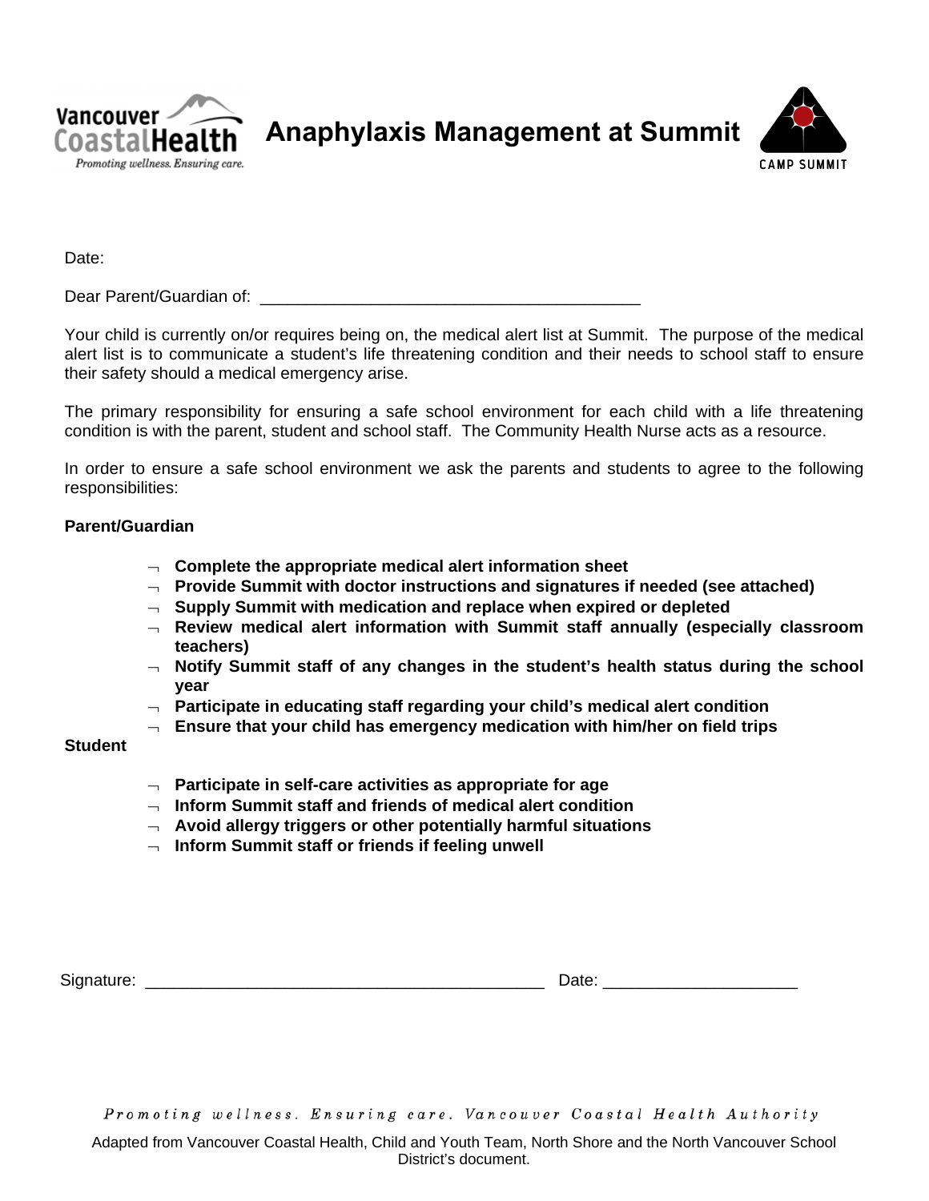Vancouver CoastalHealth
Promoting wellness. Ensuring care.

# Anaphylaxis Management at Summit

CAMP SUMMIT

Date:

Dear Parent/Guardian of: _________________________________________

Your child is currently on/or requires being on, the medical alert list at Summit. The purpose of the medical alert list is to communicate a student's life threatening condition and their needs to school staff to ensure their safety should a medical emergency arise.

The primary responsibility for ensuring a safe school environment for each child with a life threatening condition is with the parent, student and school staff. The Community Health Nurse acts as a resource.

In order to ensure a safe school environment we ask the parents and students to agree to the following responsibilities:

**Parent/Guardian**

- **Complete the appropriate medical alert information sheet**
- **Provide Summit with doctor instructions and signatures if needed (see attached)**
- **Supply Summit with medication and replace when expired or depleted**
- **Review medical alert information with Summit staff annually (especially classroom teachers)**
- **Notify Summit staff of any changes in the student's health status during the school year**
- **Participate in educating staff regarding your child's medical alert condition**
- **Ensure that your child has emergency medication with him/her on field trips**

**Student**

- **Participate in self-care activities as appropriate for age**
- **Inform Summit staff and friends of medical alert condition**
- **Avoid allergy triggers or other potentially harmful situations**
- **Inform Summit staff or friends if feeling unwell**

Signature: ___________________________________________ Date: _____________________

*Promoting wellness. Ensuring care. Vancouver Coastal Health Authority*

Adapted from Vancouver Coastal Health, Child and Youth Team, North Shore and the North Vancouver School District's document.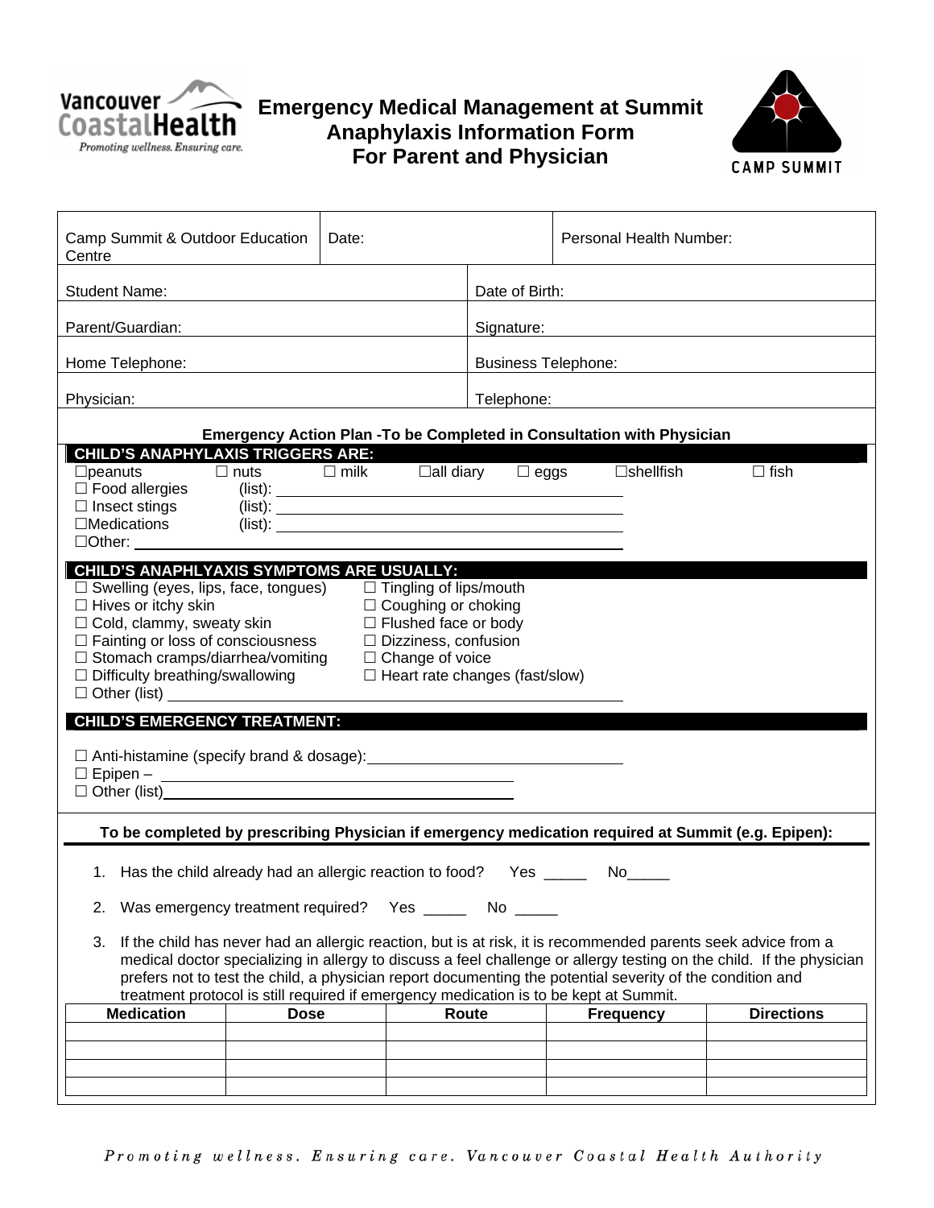# Emergency Medical Management at Summit
## Anaphylaxis Information Form
## For Parent and Physician

CAMP SUMMIT

| | | |
|---|---|---|
| Camp Summit & Outdoor Education Centre | Date: | Personal Health Number: |

| | |
|---|---|
| Student Name: | Date of Birth: |
| Parent/Guardian: | Signature: |
| Home Telephone: | Business Telephone: |
| Physician: | Telephone: |

**Emergency Action Plan -To be Completed in Consultation with Physician**

**CHILD'S ANAPHYLAXIS TRIGGERS ARE:**

☐peanuts ☐ nuts ☐ milk ☐all diary ☐ eggs ☐shellfish ☐ fish

☐ Food allergies (list): ______________________

☐ Insect stings (list): ______________________

☐Medications (list): ______________________

☐Other: ______________________

**CHILD'S ANAPHLYAXIS SYMPTOMS ARE USUALLY:**

☐ Swelling (eyes, lips, face, tongues)
☐ Hives or itchy skin
☐ Cold, clammy, sweaty skin
☐ Fainting or loss of consciousness
☐ Stomach cramps/diarrhea/vomiting
☐ Difficulty breathing/swallowing
☐ Tingling of lips/mouth
☐ Coughing or choking
☐ Flushed face or body
☐ Dizziness, confusion
☐ Change of voice
☐ Heart rate changes (fast/slow)
☐ Other (list) ______________________

**CHILD'S EMERGENCY TREATMENT:**

☐ Anti-histamine (specify brand & dosage): ______________________

☐ Epipen – ______________________

☐ Other (list) ______________________

**To be completed by prescribing Physician if emergency medication required at Summit (e.g. Epipen):**

1. Has the child already had an allergic reaction to food? Yes _____ No_____
2. Was emergency treatment required? Yes _____ No _____
3. If the child has never had an allergic reaction, but is at risk, it is recommended parents seek advice from a medical doctor specializing in allergy to discuss a feel challenge or allergy testing on the child. If the physician prefers not to test the child, a physician report documenting the potential severity of the condition and treatment protocol is still required if emergency medication is to be kept at Summit.

| Medication | Dose | Route | Frequency | Directions |
|---|---|---|---|---|
| | | | | |
| | | | | |
| | | | | |
| | | | | |